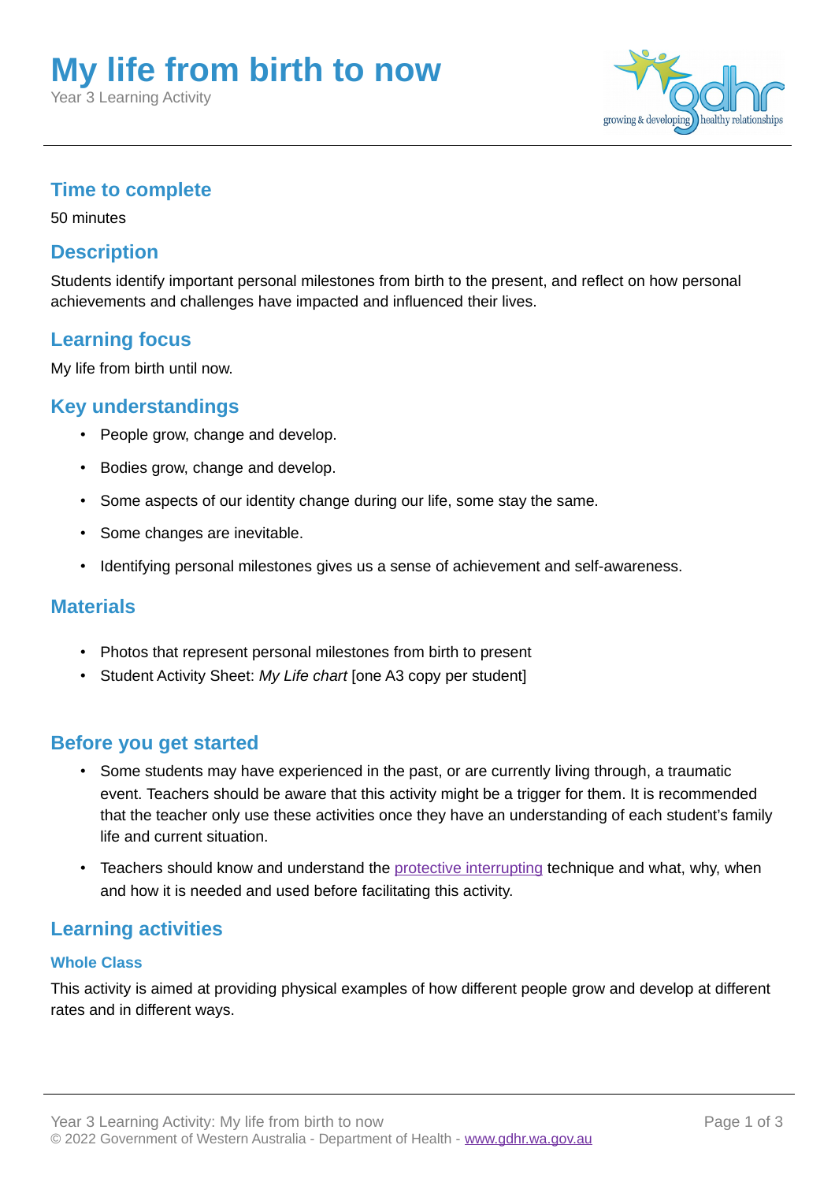# My life from birth to now

Year 3 Learning Activity

## Time to complete

50 minutes

## Description

Students identify important personal milestones from birth to the present, and reflect on how personal achievements and challenges have impacted and influenced their lives.

## Learning focus

My life from birth until now.

## Key understandings

- People grow, change and develop.
- Bodies grow, change and develop.
- Some aspects of our identity change during our life, some stay the same.
- Some changes are inevitable.
- Identifying personal milestones gives us a sense of achievement and self-awareness.

## Materials

- Photos that represent personal milestones from birth to present
- Student Activity Sheet: *My Life chart* [one A3 copy per student]

## Before you get started

- Some students may have experienced in the past, or are currently living through, a traumatic event. Teachers should be aware that this activity might be a trigger for them. It is recommended that the teacher only use these activities once they have an understanding of each student's family life and current situation.
- Teachers should know and understand the protective interrupting technique and what, why, when and how it is needed and used before facilitating this activity.

## Learning activities

### Whole Class

This activity is aimed at providing physical examples of how different people grow and develop at different rates and in different ways.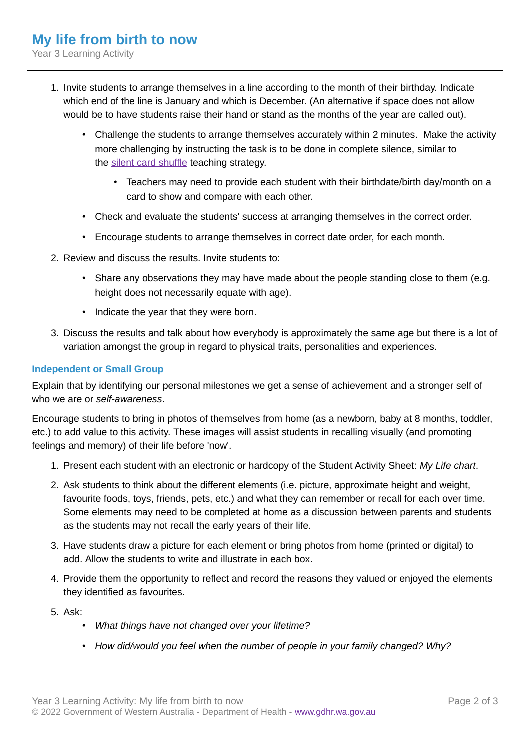1. Invite students to arrange themselves in a line according to the month of their birthday. Indicate which end of the line is January and which is December. (An alternative if space does not allow would be to have students raise their hand or stand as the months of the year are called out).
    - Challenge the students to arrange themselves accurately within 2 minutes. Make the activity more challenging by instructing the task is to be done in complete silence, similar to the silent card shuffle teaching strategy.
        - Teachers may need to provide each student with their birthdate/birth day/month on a card to show and compare with each other.
    - Check and evaluate the students' success at arranging themselves in the correct order.
    - Encourage students to arrange themselves in correct date order, for each month.
2. Review and discuss the results. Invite students to:
    - Share any observations they may have made about the people standing close to them (e.g. height does not necessarily equate with age).
    - Indicate the year that they were born.
3. Discuss the results and talk about how everybody is approximately the same age but there is a lot of variation amongst the group in regard to physical traits, personalities and experiences.

### Independent or Small Group

Explain that by identifying our personal milestones we get a sense of achievement and a stronger self of who we are or *self-awareness*.

Encourage students to bring in photos of themselves from home (as a newborn, baby at 8 months, toddler, etc.) to add value to this activity. These images will assist students in recalling visually (and promoting feelings and memory) of their life before 'now'.

1. Present each student with an electronic or hardcopy of the Student Activity Sheet: *My Life chart*.
2. Ask students to think about the different elements (i.e. picture, approximate height and weight, favourite foods, toys, friends, pets, etc.) and what they can remember or recall for each over time. Some elements may need to be completed at home as a discussion between parents and students as the students may not recall the early years of their life.
3. Have students draw a picture for each element or bring photos from home (printed or digital) to add. Allow the students to write and illustrate in each box.
4. Provide them the opportunity to reflect and record the reasons they valued or enjoyed the elements they identified as favourites.
5. Ask:
    - *What things have not changed over your lifetime?*
    - *How did/would you feel when the number of people in your family changed? Why?*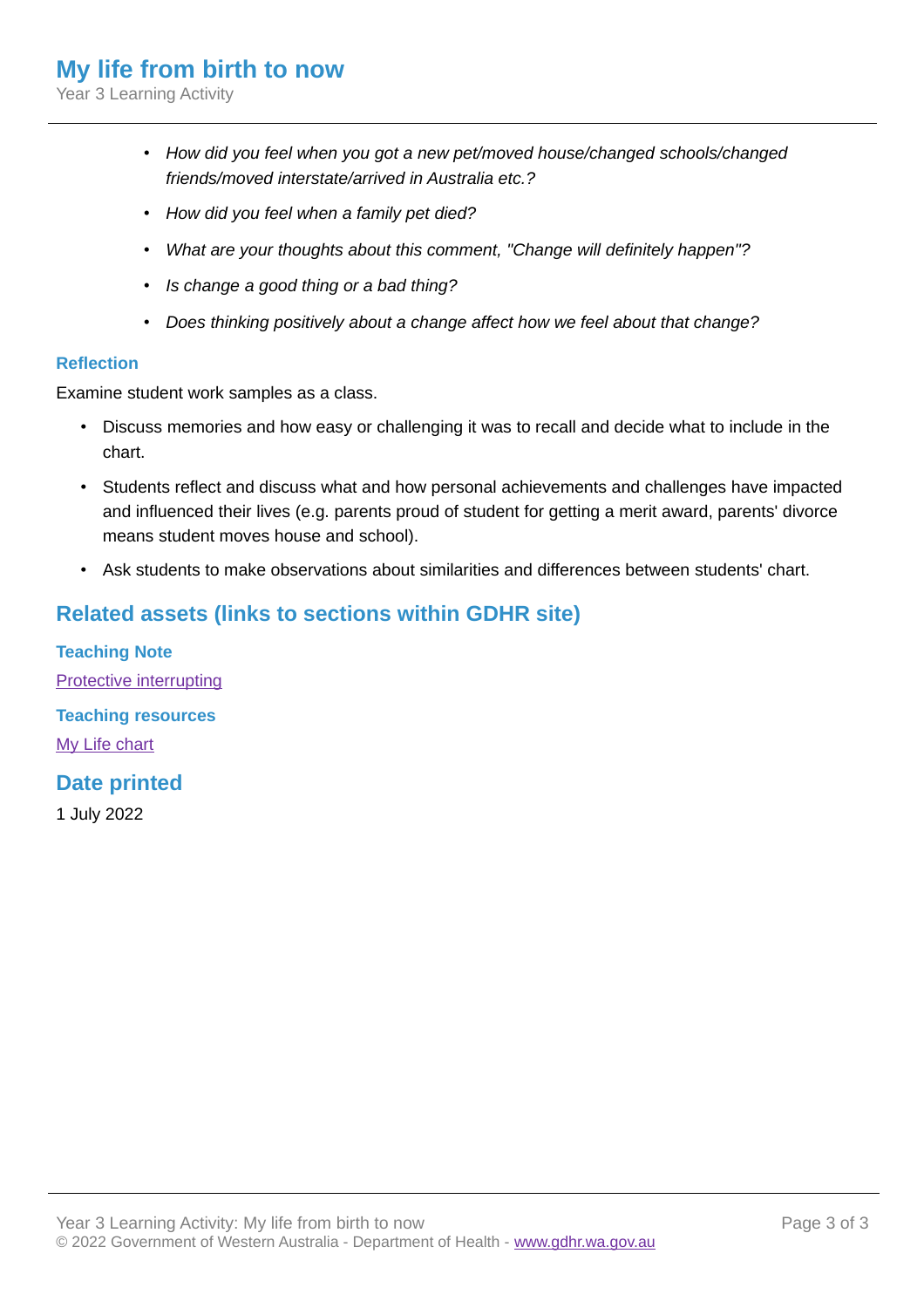- *How did you feel when you got a new pet/moved house/changed schools/changed friends/moved interstate/arrived in Australia etc.?*
- *How did you feel when a family pet died?*
- *What are your thoughts about this comment, "Change will definitely happen"?*
- *Is change a good thing or a bad thing?*
- *Does thinking positively about a change affect how we feel about that change?*

### Reflection

Examine student work samples as a class.

- Discuss memories and how easy or challenging it was to recall and decide what to include in the chart.
- Students reflect and discuss what and how personal achievements and challenges have impacted and influenced their lives (e.g. parents proud of student for getting a merit award, parents' divorce means student moves house and school).
- Ask students to make observations about similarities and differences between students' chart.

## Related assets (links to sections within GDHR site)

### Teaching Note

Protective interrupting

### Teaching resources

My Life chart

## Date printed

1 July 2022